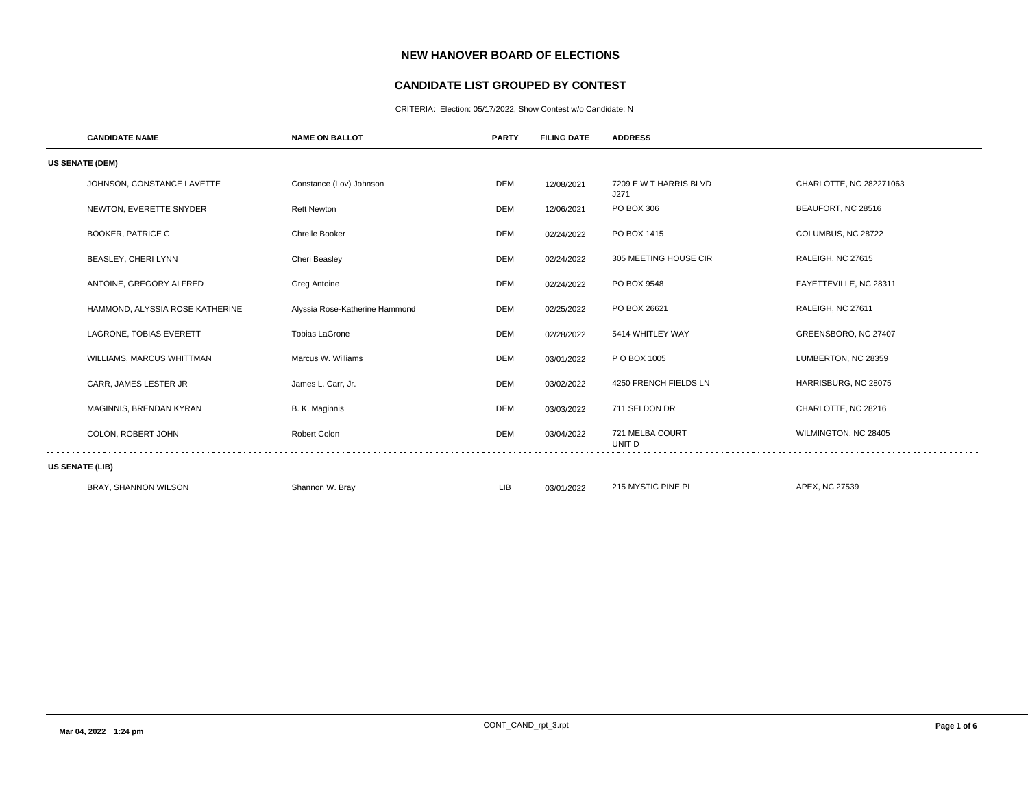# NEW HANOVER BOARD OF ELECTIONS

## CANDIDATE LIST GROUPED BY CONTEST

CRITERIA: Election: 05/17/2022, Show Contest w/o Candidate: N

| CANDIDATE NAME | NAME ON BALLOT | PARTY | FILING DATE | ADDRESS | |
|---|---|---|---|---|---|
| **US SENATE (DEM)** | | | | | |
| JOHNSON, CONSTANCE LAVETTE | Constance (Lov) Johnson | DEM | 12/08/2021 | 7209 E W T HARRIS BLVD J271 | CHARLOTTE, NC 282271063 |
| NEWTON, EVERETTE SNYDER | Rett Newton | DEM | 12/06/2021 | PO BOX 306 | BEAUFORT, NC 28516 |
| BOOKER, PATRICE C | Chrelle Booker | DEM | 02/24/2022 | PO BOX 1415 | COLUMBUS, NC 28722 |
| BEASLEY, CHERI LYNN | Cheri Beasley | DEM | 02/24/2022 | 305 MEETING HOUSE CIR | RALEIGH, NC 27615 |
| ANTOINE, GREGORY ALFRED | Greg Antoine | DEM | 02/24/2022 | PO BOX 9548 | FAYETTEVILLE, NC 28311 |
| HAMMOND, ALYSSIA ROSE KATHERINE | Alyssia Rose-Katherine Hammond | DEM | 02/25/2022 | PO BOX 26621 | RALEIGH, NC 27611 |
| LAGRONE, TOBIAS EVERETT | Tobias LaGrone | DEM | 02/28/2022 | 5414 WHITLEY WAY | GREENSBORO, NC 27407 |
| WILLIAMS, MARCUS WHITTMAN | Marcus W. Williams | DEM | 03/01/2022 | P O BOX 1005 | LUMBERTON, NC 28359 |
| CARR, JAMES LESTER JR | James L. Carr, Jr. | DEM | 03/02/2022 | 4250 FRENCH FIELDS LN | HARRISBURG, NC 28075 |
| MAGINNIS, BRENDAN KYRAN | B. K. Maginnis | DEM | 03/03/2022 | 711 SELDON DR | CHARLOTTE, NC 28216 |
| COLON, ROBERT JOHN | Robert Colon | DEM | 03/04/2022 | 721 MELBA COURT UNIT D | WILMINGTON, NC 28405 |
| **US SENATE (LIB)** | | | | | |
| BRAY, SHANNON WILSON | Shannon W. Bray | LIB | 03/01/2022 | 215 MYSTIC PINE PL | APEX, NC 27539 |

Mar 04, 2022 1:24 pm

CONT_CAND_rpt_3.rpt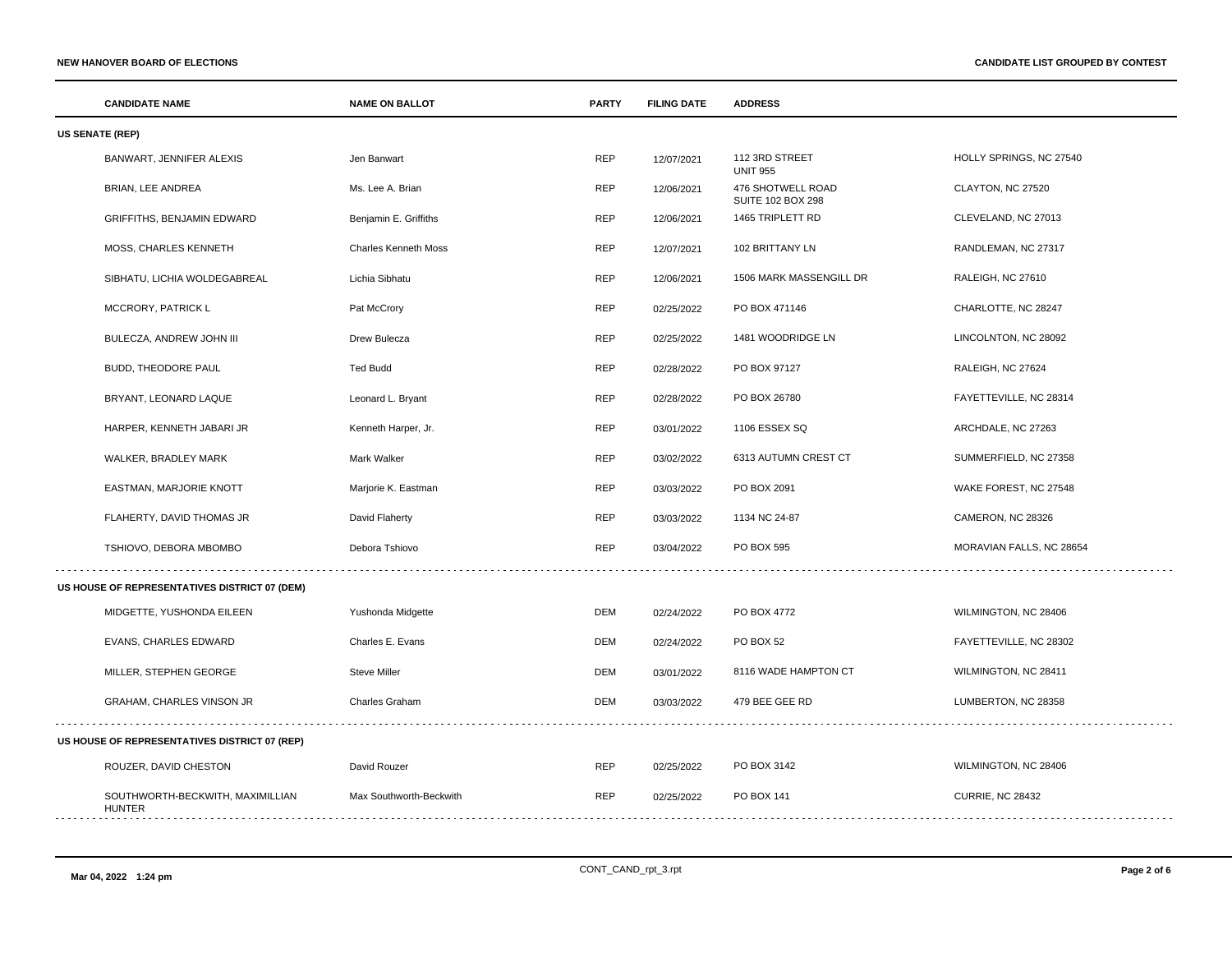| CANDIDATE NAME | NAME ON BALLOT | PARTY | FILING DATE | ADDRESS | |
|---|---|---|---|---|---|
| **US SENATE (REP)** | | | | | |
| BANWART, JENNIFER ALEXIS | Jen Banwart | REP | 12/07/2021 | 112 3RD STREET UNIT 955 | HOLLY SPRINGS, NC 27540 |
| BRIAN, LEE ANDREA | Ms. Lee A. Brian | REP | 12/06/2021 | 476 SHOTWELL ROAD SUITE 102 BOX 298 | CLAYTON, NC 27520 |
| GRIFFITHS, BENJAMIN EDWARD | Benjamin E. Griffiths | REP | 12/06/2021 | 1465 TRIPLETT RD | CLEVELAND, NC 27013 |
| MOSS, CHARLES KENNETH | Charles Kenneth Moss | REP | 12/07/2021 | 102 BRITTANY LN | RANDLEMAN, NC 27317 |
| SIBHATU, LICHIA WOLDEGABREAL | Lichia Sibhatu | REP | 12/06/2021 | 1506 MARK MASSENGILL DR | RALEIGH, NC 27610 |
| MCCRORY, PATRICK L | Pat McCrory | REP | 02/25/2022 | PO BOX 471146 | CHARLOTTE, NC 28247 |
| BULECZA, ANDREW JOHN III | Drew Bulecza | REP | 02/25/2022 | 1481 WOODRIDGE LN | LINCOLNTON, NC 28092 |
| BUDD, THEODORE PAUL | Ted Budd | REP | 02/28/2022 | PO BOX 97127 | RALEIGH, NC 27624 |
| BRYANT, LEONARD LAQUE | Leonard L. Bryant | REP | 02/28/2022 | PO BOX 26780 | FAYETTEVILLE, NC 28314 |
| HARPER, KENNETH JABARI JR | Kenneth Harper, Jr. | REP | 03/01/2022 | 1106 ESSEX SQ | ARCHDALE, NC 27263 |
| WALKER, BRADLEY MARK | Mark Walker | REP | 03/02/2022 | 6313 AUTUMN CREST CT | SUMMERFIELD, NC 27358 |
| EASTMAN, MARJORIE KNOTT | Marjorie K. Eastman | REP | 03/03/2022 | PO BOX 2091 | WAKE FOREST, NC 27548 |
| FLAHERTY, DAVID THOMAS JR | David Flaherty | REP | 03/03/2022 | 1134 NC 24-87 | CAMERON, NC 28326 |
| TSHIOVO, DEBORA MBOMBO | Debora Tshiovo | REP | 03/04/2022 | PO BOX 595 | MORAVIAN FALLS, NC 28654 |
| **US HOUSE OF REPRESENTATIVES DISTRICT 07 (DEM)** | | | | | |
| MIDGETTE, YUSHONDA EILEEN | Yushonda Midgette | DEM | 02/24/2022 | PO BOX 4772 | WILMINGTON, NC 28406 |
| EVANS, CHARLES EDWARD | Charles E. Evans | DEM | 02/24/2022 | PO BOX 52 | FAYETTEVILLE, NC 28302 |
| MILLER, STEPHEN GEORGE | Steve Miller | DEM | 03/01/2022 | 8116 WADE HAMPTON CT | WILMINGTON, NC 28411 |
| GRAHAM, CHARLES VINSON JR | Charles Graham | DEM | 03/03/2022 | 479 BEE GEE RD | LUMBERTON, NC 28358 |
| **US HOUSE OF REPRESENTATIVES DISTRICT 07 (REP)** | | | | | |
| ROUZER, DAVID CHESTON | David Rouzer | REP | 02/25/2022 | PO BOX 3142 | WILMINGTON, NC 28406 |
| SOUTHWORTH-BECKWITH, MAXIMILLIAN HUNTER | Max Southworth-Beckwith | REP | 02/25/2022 | PO BOX 141 | CURRIE, NC 28432 |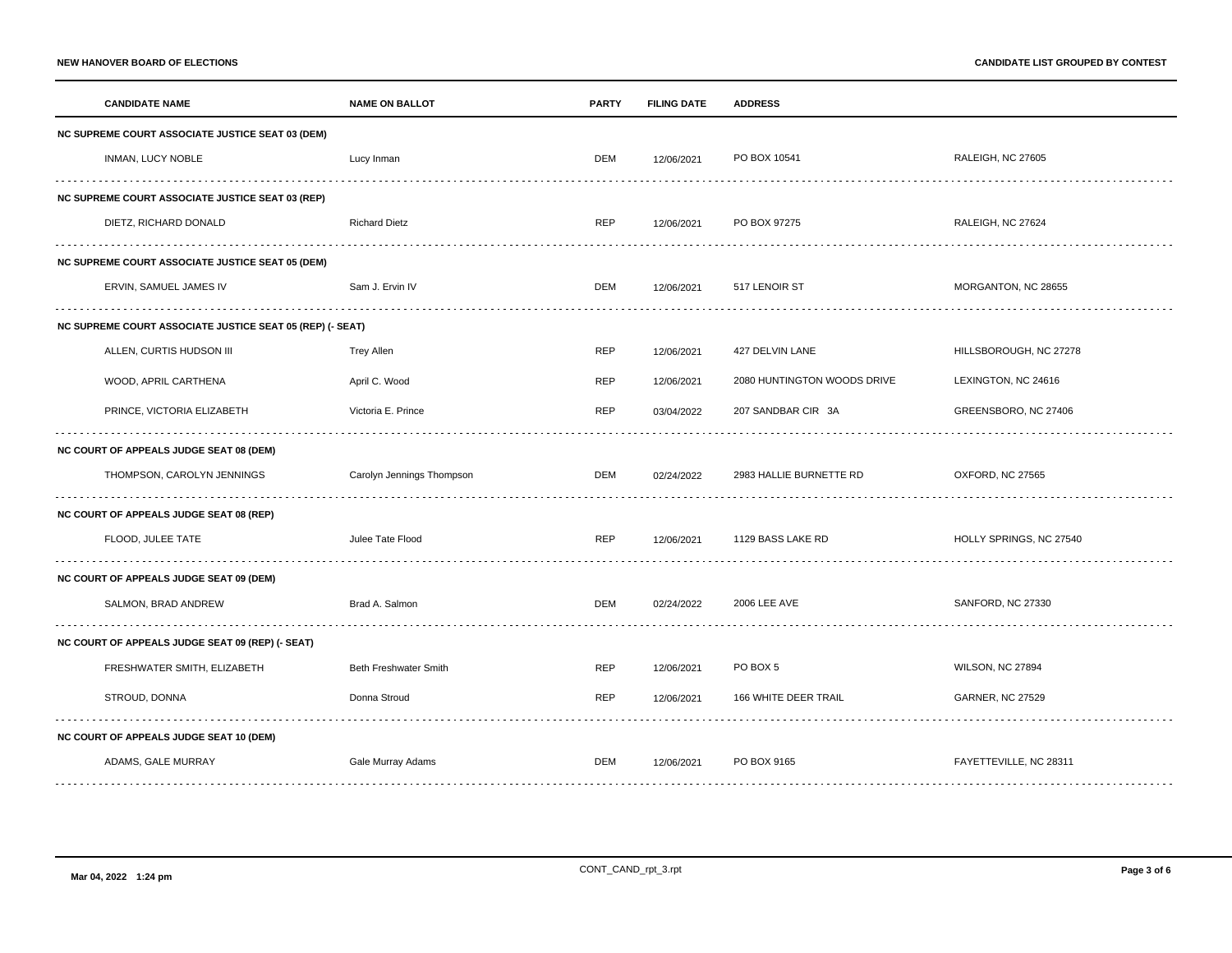| CANDIDATE NAME | NAME ON BALLOT | PARTY | FILING DATE | ADDRESS | |
|---|---|---|---|---|---|
| **NC SUPREME COURT ASSOCIATE JUSTICE SEAT 03 (DEM)** | | | | | |
| INMAN, LUCY NOBLE | Lucy Inman | DEM | 12/06/2021 | PO BOX 10541 | RALEIGH, NC 27605 |
| **NC SUPREME COURT ASSOCIATE JUSTICE SEAT 03 (REP)** | | | | | |
| DIETZ, RICHARD DONALD | Richard Dietz | REP | 12/06/2021 | PO BOX 97275 | RALEIGH, NC 27624 |
| **NC SUPREME COURT ASSOCIATE JUSTICE SEAT 05 (DEM)** | | | | | |
| ERVIN, SAMUEL JAMES IV | Sam J. Ervin IV | DEM | 12/06/2021 | 517 LENOIR ST | MORGANTON, NC 28655 |
| **NC SUPREME COURT ASSOCIATE JUSTICE SEAT 05 (REP) (- SEAT)** | | | | | |
| ALLEN, CURTIS HUDSON III | Trey Allen | REP | 12/06/2021 | 427 DELVIN LANE | HILLSBOROUGH, NC 27278 |
| WOOD, APRIL CARTHENA | April C. Wood | REP | 12/06/2021 | 2080 HUNTINGTON WOODS DRIVE | LEXINGTON, NC 24616 |
| PRINCE, VICTORIA ELIZABETH | Victoria E. Prince | REP | 03/04/2022 | 207 SANDBAR CIR 3A | GREENSBORO, NC 27406 |
| **NC COURT OF APPEALS JUDGE SEAT 08 (DEM)** | | | | | |
| THOMPSON, CAROLYN JENNINGS | Carolyn Jennings Thompson | DEM | 02/24/2022 | 2983 HALLIE BURNETTE RD | OXFORD, NC 27565 |
| **NC COURT OF APPEALS JUDGE SEAT 08 (REP)** | | | | | |
| FLOOD, JULEE TATE | Julee Tate Flood | REP | 12/06/2021 | 1129 BASS LAKE RD | HOLLY SPRINGS, NC 27540 |
| **NC COURT OF APPEALS JUDGE SEAT 09 (DEM)** | | | | | |
| SALMON, BRAD ANDREW | Brad A. Salmon | DEM | 02/24/2022 | 2006 LEE AVE | SANFORD, NC 27330 |
| **NC COURT OF APPEALS JUDGE SEAT 09 (REP) (- SEAT)** | | | | | |
| FRESHWATER SMITH, ELIZABETH | Beth Freshwater Smith | REP | 12/06/2021 | PO BOX 5 | WILSON, NC 27894 |
| STROUD, DONNA | Donna Stroud | REP | 12/06/2021 | 166 WHITE DEER TRAIL | GARNER, NC 27529 |
| **NC COURT OF APPEALS JUDGE SEAT 10 (DEM)** | | | | | |
| ADAMS, GALE MURRAY | Gale Murray Adams | DEM | 12/06/2021 | PO BOX 9165 | FAYETTEVILLE, NC 28311 |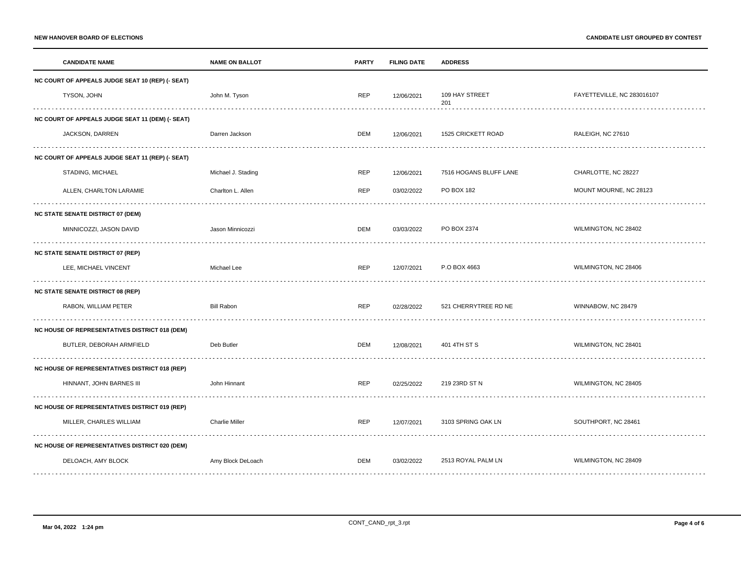| CANDIDATE NAME | NAME ON BALLOT | PARTY | FILING DATE | ADDRESS | |
|---|---|---|---|---|---|
| **NC COURT OF APPEALS JUDGE SEAT 10 (REP) (- SEAT)** | | | | | |
| TYSON, JOHN | John M. Tyson | REP | 12/06/2021 | 109 HAY STREET 201 | FAYETTEVILLE, NC 283016107 |
| **NC COURT OF APPEALS JUDGE SEAT 11 (DEM) (- SEAT)** | | | | | |
| JACKSON, DARREN | Darren Jackson | DEM | 12/06/2021 | 1525 CRICKETT ROAD | RALEIGH, NC 27610 |
| **NC COURT OF APPEALS JUDGE SEAT 11 (REP) (- SEAT)** | | | | | |
| STADING, MICHAEL | Michael J. Stading | REP | 12/06/2021 | 7516 HOGANS BLUFF LANE | CHARLOTTE, NC 28227 |
| ALLEN, CHARLTON LARAMIE | Charlton L. Allen | REP | 03/02/2022 | PO BOX 182 | MOUNT MOURNE, NC 28123 |
| **NC STATE SENATE DISTRICT 07 (DEM)** | | | | | |
| MINNICOZZI, JASON DAVID | Jason Minnicozzi | DEM | 03/03/2022 | PO BOX 2374 | WILMINGTON, NC 28402 |
| **NC STATE SENATE DISTRICT 07 (REP)** | | | | | |
| LEE, MICHAEL VINCENT | Michael Lee | REP | 12/07/2021 | P.O BOX 4663 | WILMINGTON, NC 28406 |
| **NC STATE SENATE DISTRICT 08 (REP)** | | | | | |
| RABON, WILLIAM PETER | Bill Rabon | REP | 02/28/2022 | 521 CHERRYTREE RD NE | WINNABOW, NC 28479 |
| **NC HOUSE OF REPRESENTATIVES DISTRICT 018 (DEM)** | | | | | |
| BUTLER, DEBORAH ARMFIELD | Deb Butler | DEM | 12/08/2021 | 401 4TH ST S | WILMINGTON, NC 28401 |
| **NC HOUSE OF REPRESENTATIVES DISTRICT 018 (REP)** | | | | | |
| HINNANT, JOHN BARNES III | John Hinnant | REP | 02/25/2022 | 219 23RD ST N | WILMINGTON, NC 28405 |
| **NC HOUSE OF REPRESENTATIVES DISTRICT 019 (REP)** | | | | | |
| MILLER, CHARLES WILLIAM | Charlie Miller | REP | 12/07/2021 | 3103 SPRING OAK LN | SOUTHPORT, NC 28461 |
| **NC HOUSE OF REPRESENTATIVES DISTRICT 020 (DEM)** | | | | | |
| DELOACH, AMY BLOCK | Amy Block DeLoach | DEM | 03/02/2022 | 2513 ROYAL PALM LN | WILMINGTON, NC 28409 |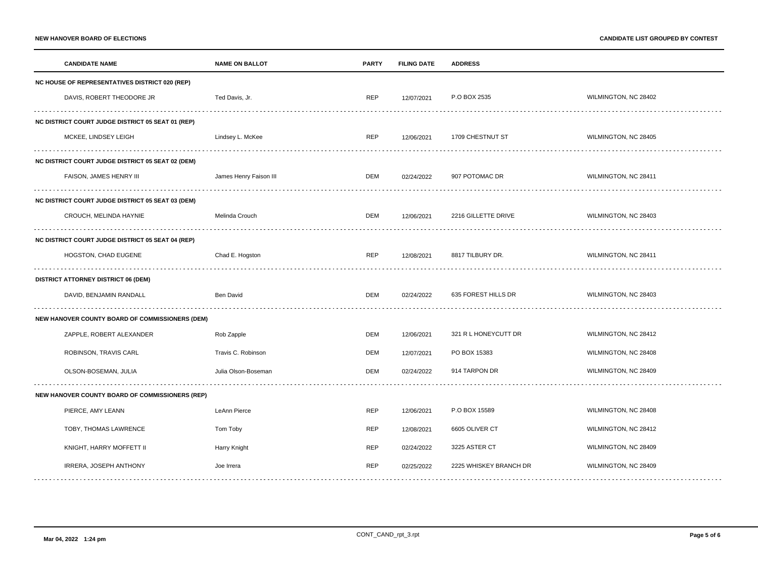| CANDIDATE NAME | NAME ON BALLOT | PARTY | FILING DATE | ADDRESS | |
|---|---|---|---|---|---|
| **NC HOUSE OF REPRESENTATIVES DISTRICT 020 (REP)** | | | | | |
| DAVIS, ROBERT THEODORE JR | Ted Davis, Jr. | REP | 12/07/2021 | P.O BOX 2535 | WILMINGTON, NC 28402 |
| **NC DISTRICT COURT JUDGE DISTRICT 05 SEAT 01 (REP)** | | | | | |
| MCKEE, LINDSEY LEIGH | Lindsey L. McKee | REP | 12/06/2021 | 1709 CHESTNUT ST | WILMINGTON, NC 28405 |
| **NC DISTRICT COURT JUDGE DISTRICT 05 SEAT 02 (DEM)** | | | | | |
| FAISON, JAMES HENRY III | James Henry Faison III | DEM | 02/24/2022 | 907 POTOMAC DR | WILMINGTON, NC 28411 |
| **NC DISTRICT COURT JUDGE DISTRICT 05 SEAT 03 (DEM)** | | | | | |
| CROUCH, MELINDA HAYNIE | Melinda Crouch | DEM | 12/06/2021 | 2216 GILLETTE DRIVE | WILMINGTON, NC 28403 |
| **NC DISTRICT COURT JUDGE DISTRICT 05 SEAT 04 (REP)** | | | | | |
| HOGSTON, CHAD EUGENE | Chad E. Hogston | REP | 12/08/2021 | 8817 TILBURY DR. | WILMINGTON, NC 28411 |
| **DISTRICT ATTORNEY DISTRICT 06 (DEM)** | | | | | |
| DAVID, BENJAMIN RANDALL | Ben David | DEM | 02/24/2022 | 635 FOREST HILLS DR | WILMINGTON, NC 28403 |
| **NEW HANOVER COUNTY BOARD OF COMMISSIONERS (DEM)** | | | | | |
| ZAPPLE, ROBERT ALEXANDER | Rob Zapple | DEM | 12/06/2021 | 321 R L HONEYCUTT DR | WILMINGTON, NC 28412 |
| ROBINSON, TRAVIS CARL | Travis C. Robinson | DEM | 12/07/2021 | PO BOX 15383 | WILMINGTON, NC 28408 |
| OLSON-BOSEMAN, JULIA | Julia Olson-Boseman | DEM | 02/24/2022 | 914 TARPON DR | WILMINGTON, NC 28409 |
| **NEW HANOVER COUNTY BOARD OF COMMISSIONERS (REP)** | | | | | |
| PIERCE, AMY LEANN | LeAnn Pierce | REP | 12/06/2021 | P.O BOX 15589 | WILMINGTON, NC 28408 |
| TOBY, THOMAS LAWRENCE | Tom Toby | REP | 12/08/2021 | 6605 OLIVER CT | WILMINGTON, NC 28412 |
| KNIGHT, HARRY MOFFETT II | Harry Knight | REP | 02/24/2022 | 3225 ASTER CT | WILMINGTON, NC 28409 |
| IRRERA, JOSEPH ANTHONY | Joe Irrera | REP | 02/25/2022 | 2225 WHISKEY BRANCH DR | WILMINGTON, NC 28409 |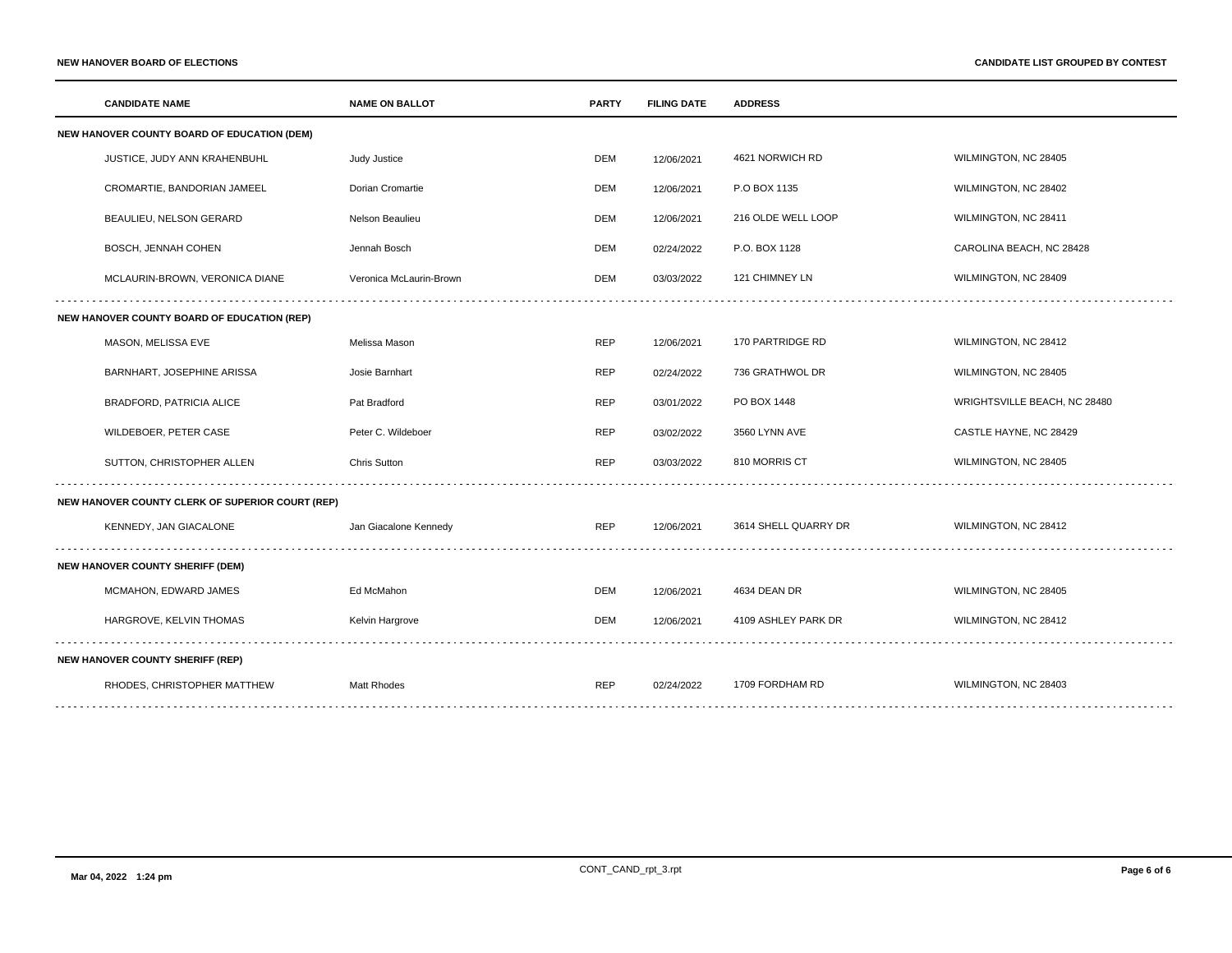| CANDIDATE NAME | NAME ON BALLOT | PARTY | FILING DATE | ADDRESS | |
|---|---|---|---|---|---|
| **NEW HANOVER COUNTY BOARD OF EDUCATION (DEM)** | | | | | |
| JUSTICE, JUDY ANN KRAHENBUHL | Judy Justice | DEM | 12/06/2021 | 4621 NORWICH RD | WILMINGTON, NC 28405 |
| CROMARTIE, BANDORIAN JAMEEL | Dorian Cromartie | DEM | 12/06/2021 | P.O BOX 1135 | WILMINGTON, NC 28402 |
| BEAULIEU, NELSON GERARD | Nelson Beaulieu | DEM | 12/06/2021 | 216 OLDE WELL LOOP | WILMINGTON, NC 28411 |
| BOSCH, JENNAH COHEN | Jennah Bosch | DEM | 02/24/2022 | P.O. BOX 1128 | CAROLINA BEACH, NC 28428 |
| MCLAURIN-BROWN, VERONICA DIANE | Veronica McLaurin-Brown | DEM | 03/03/2022 | 121 CHIMNEY LN | WILMINGTON, NC 28409 |
| **NEW HANOVER COUNTY BOARD OF EDUCATION (REP)** | | | | | |
| MASON, MELISSA EVE | Melissa Mason | REP | 12/06/2021 | 170 PARTRIDGE RD | WILMINGTON, NC 28412 |
| BARNHART, JOSEPHINE ARISSA | Josie Barnhart | REP | 02/24/2022 | 736 GRATHWOL DR | WILMINGTON, NC 28405 |
| BRADFORD, PATRICIA ALICE | Pat Bradford | REP | 03/01/2022 | PO BOX 1448 | WRIGHTSVILLE BEACH, NC 28480 |
| WILDEBOER, PETER CASE | Peter C. Wildeboer | REP | 03/02/2022 | 3560 LYNN AVE | CASTLE HAYNE, NC 28429 |
| SUTTON, CHRISTOPHER ALLEN | Chris Sutton | REP | 03/03/2022 | 810 MORRIS CT | WILMINGTON, NC 28405 |
| **NEW HANOVER COUNTY CLERK OF SUPERIOR COURT (REP)** | | | | | |
| KENNEDY, JAN GIACALONE | Jan Giacalone Kennedy | REP | 12/06/2021 | 3614 SHELL QUARRY DR | WILMINGTON, NC 28412 |
| **NEW HANOVER COUNTY SHERIFF (DEM)** | | | | | |
| MCMAHON, EDWARD JAMES | Ed McMahon | DEM | 12/06/2021 | 4634 DEAN DR | WILMINGTON, NC 28405 |
| HARGROVE, KELVIN THOMAS | Kelvin Hargrove | DEM | 12/06/2021 | 4109 ASHLEY PARK DR | WILMINGTON, NC 28412 |
| **NEW HANOVER COUNTY SHERIFF (REP)** | | | | | |
| RHODES, CHRISTOPHER MATTHEW | Matt Rhodes | REP | 02/24/2022 | 1709 FORDHAM RD | WILMINGTON, NC 28403 |